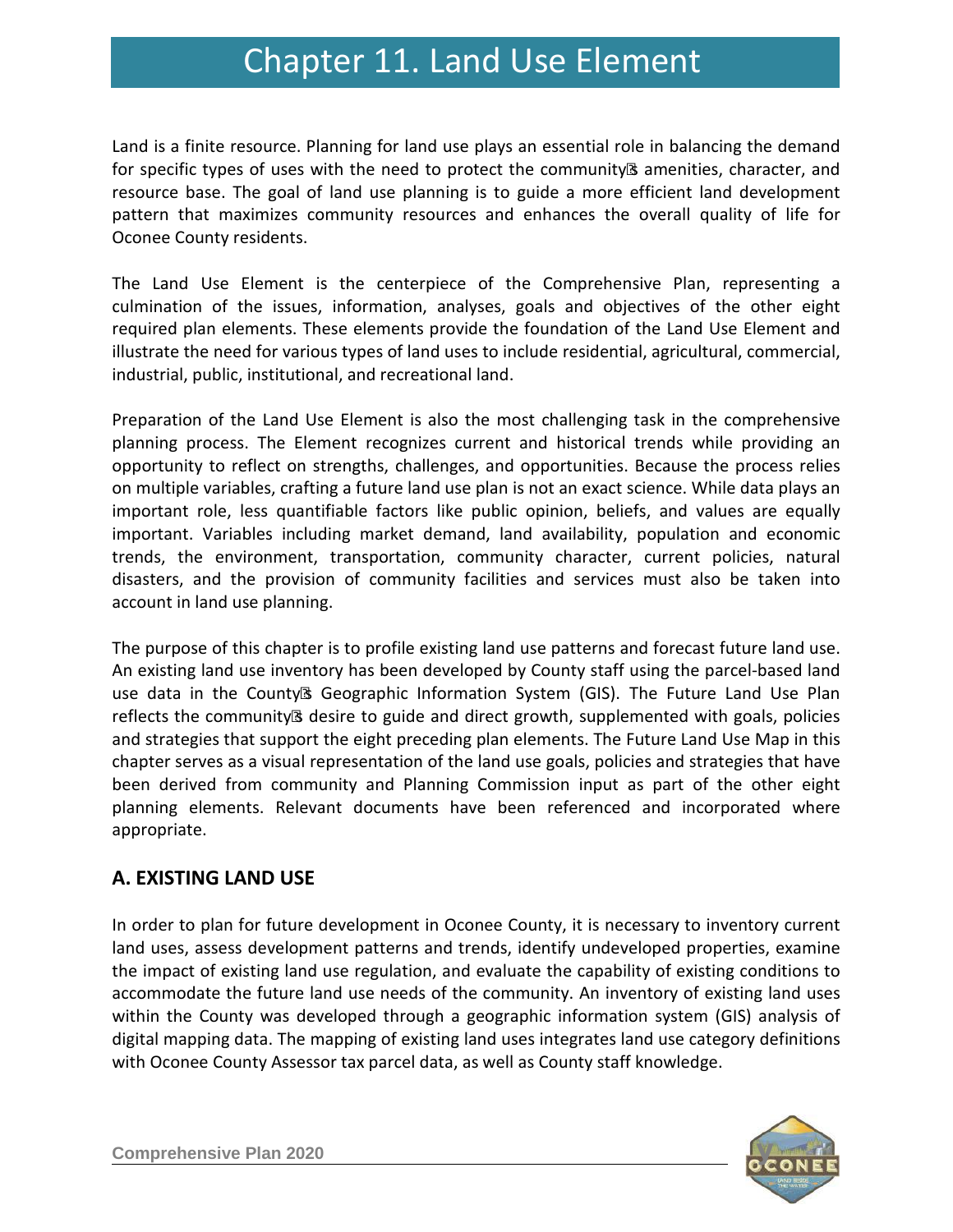# Chapter 11. Land Use Element

Land is a finite resource. Planning for land use plays an essential role in balancing the demand for specific types of uses with the need to protect the community's amenities, character, and resource base. The goal of land use planning is to guide a more efficient land development pattern that maximizes community resources and enhances the overall quality of life for Oconee County residents.

The Land Use Element is the centerpiece of the Comprehensive Plan, representing a culmination of the issues, information, analyses, goals and objectives of the other eight required plan elements. These elements provide the foundation of the Land Use Element and illustrate the need for various types of land uses to include residential, agricultural, commercial, industrial, public, institutional, and recreational land.

Preparation of the Land Use Element is also the most challenging task in the comprehensive planning process. The Element recognizes current and historical trends while providing an opportunity to reflect on strengths, challenges, and opportunities. Because the process relies on multiple variables, crafting a future land use plan is not an exact science. While data plays an important role, less quantifiable factors like public opinion, beliefs, and values are equally important. Variables including market demand, land availability, population and economic trends, the environment, transportation, community character, current policies, natural disasters, and the provision of community facilities and services must also be taken into account in land use planning.

The purpose of this chapter is to profile existing land use patterns and forecast future land use. An existing land use inventory has been developed by County staff using the parcel-based land use data in the County's Geographic Information System (GIS). The Future Land Use Plan reflects the community's desire to guide and direct growth, supplemented with goals, policies and strategies that support the eight preceding plan elements. The Future Land Use Map in this chapter serves as a visual representation of the land use goals, policies and strategies that have been derived from community and Planning Commission input as part of the other eight planning elements. Relevant documents have been referenced and incorporated where appropriate.

## A. EXISTING LAND USE

In order to plan for future development in Oconee County, it is necessary to inventory current land uses, assess development patterns and trends, identify undeveloped properties, examine the impact of existing land use regulation, and evaluate the capability of existing conditions to accommodate the future land use needs of the community. An inventory of existing land uses within the County was developed through a geographic information system (GIS) analysis of digital mapping data. The mapping of existing land uses integrates land use category definitions with Oconee County Assessor tax parcel data, as well as County staff knowledge.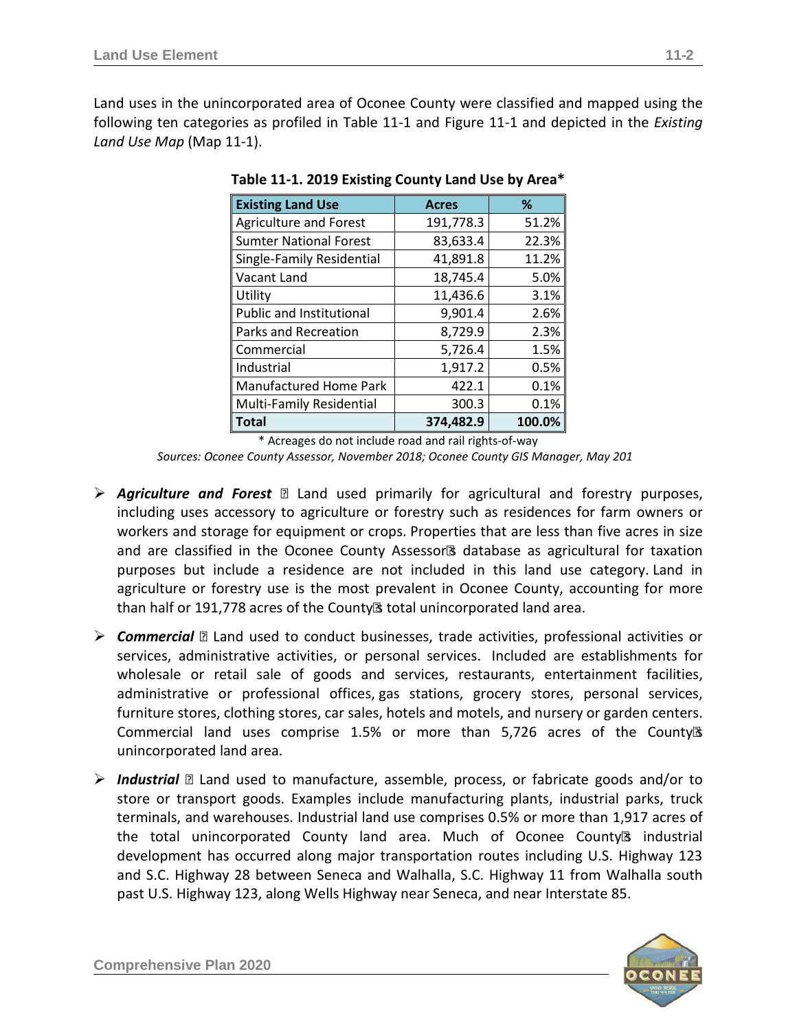Land uses in the unincorporated area of Oconee County were classified and mapped using the following ten categories as profiled in Table 11-1 and Figure 11-1 and depicted in the *Existing Land Use Map* (Map 11-1).

**Table 11-1. 2019 Existing County Land Use by Area***

| Existing Land Use | Acres | % |
|---|---|---|
| Agriculture and Forest | 191,778.3 | 51.2% |
| Sumter National Forest | 83,633.4 | 22.3% |
| Single-Family Residential | 41,891.8 | 11.2% |
| Vacant Land | 18,745.4 | 5.0% |
| Utility | 11,436.6 | 3.1% |
| Public and Institutional | 9,901.4 | 2.6% |
| Parks and Recreation | 8,729.9 | 2.3% |
| Commercial | 5,726.4 | 1.5% |
| Industrial | 1,917.2 | 0.5% |
| Manufactured Home Park | 422.1 | 0.1% |
| Multi-Family Residential | 300.3 | 0.1% |
| **Total** | **374,482.9** | **100.0%** |

\* Acreages do not include road and rail rights-of-way

*Sources: Oconee County Assessor, November 2018; Oconee County GIS Manager, May 201*

- ***Agriculture and Forest*** – Land used primarily for agricultural and forestry purposes, including uses accessory to agriculture or forestry such as residences for farm owners or workers and storage for equipment or crops. Properties that are less than five acres in size and are classified in the Oconee County Assessor's database as agricultural for taxation purposes but include a residence are not included in this land use category. Land in agriculture or forestry use is the most prevalent in Oconee County, accounting for more than half or 191,778 acres of the County's total unincorporated land area.

- ***Commercial*** – Land used to conduct businesses, trade activities, professional activities or services, administrative activities, or personal services. Included are establishments for wholesale or retail sale of goods and services, restaurants, entertainment facilities, administrative or professional offices, gas stations, grocery stores, personal services, furniture stores, clothing stores, car sales, hotels and motels, and nursery or garden centers. Commercial land uses comprise 1.5% or more than 5,726 acres of the County's unincorporated land area.

- ***Industrial*** – Land used to manufacture, assemble, process, or fabricate goods and/or to store or transport goods. Examples include manufacturing plants, industrial parks, truck terminals, and warehouses. Industrial land use comprises 0.5% or more than 1,917 acres of the total unincorporated County land area. Much of Oconee County's industrial development has occurred along major transportation routes including U.S. Highway 123 and S.C. Highway 28 between Seneca and Walhalla, S.C. Highway 11 from Walhalla south past U.S. Highway 123, along Wells Highway near Seneca, and near Interstate 85.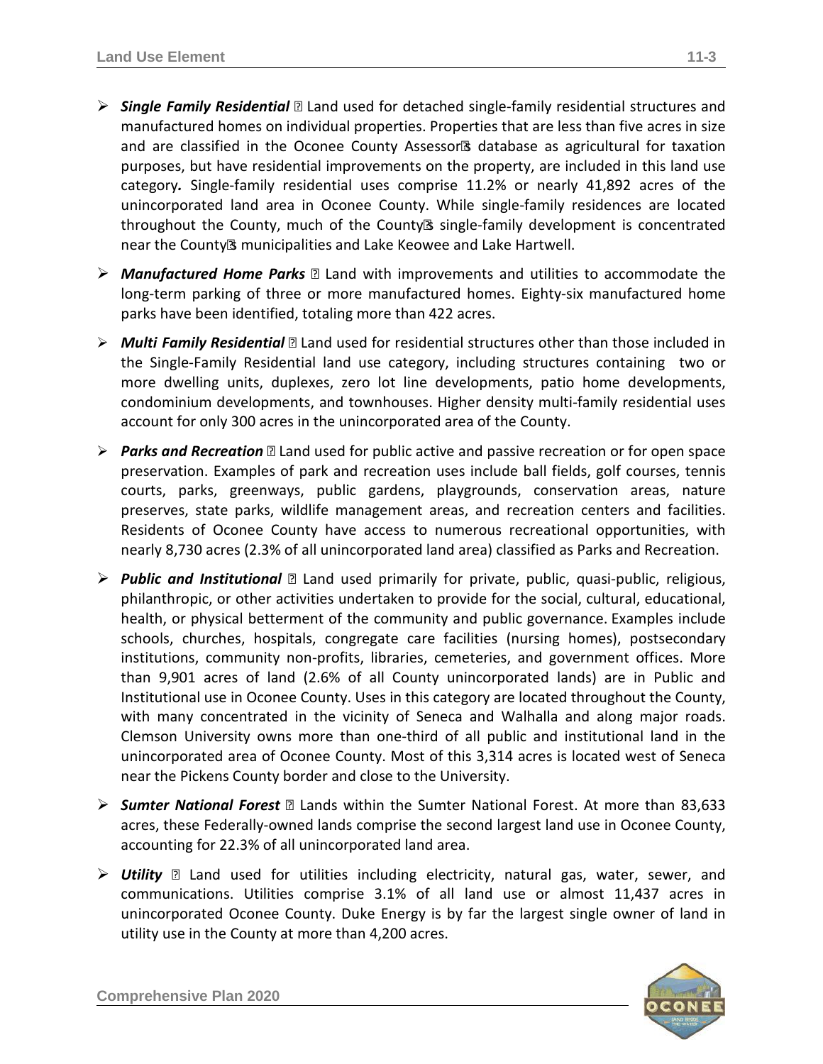- ***Single Family Residential*** – Land used for detached single-family residential structures and manufactured homes on individual properties. Properties that are less than five acres in size and are classified in the Oconee County Assessor's database as agricultural for taxation purposes, but have residential improvements on the property, are included in this land use category***.*** Single-family residential uses comprise 11.2% or nearly 41,892 acres of the unincorporated land area in Oconee County. While single-family residences are located throughout the County, much of the County's single-family development is concentrated near the County's municipalities and Lake Keowee and Lake Hartwell.

- ***Manufactured Home Parks*** – Land with improvements and utilities to accommodate the long-term parking of three or more manufactured homes. Eighty-six manufactured home parks have been identified, totaling more than 422 acres.

- ***Multi Family Residential*** – Land used for residential structures other than those included in the Single-Family Residential land use category, including structures containing two or more dwelling units, duplexes, zero lot line developments, patio home developments, condominium developments, and townhouses. Higher density multi-family residential uses account for only 300 acres in the unincorporated area of the County.

- ***Parks and Recreation*** – Land used for public active and passive recreation or for open space preservation. Examples of park and recreation uses include ball fields, golf courses, tennis courts, parks, greenways, public gardens, playgrounds, conservation areas, nature preserves, state parks, wildlife management areas, and recreation centers and facilities. Residents of Oconee County have access to numerous recreational opportunities, with nearly 8,730 acres (2.3% of all unincorporated land area) classified as Parks and Recreation.

- ***Public and Institutional*** – Land used primarily for private, public, quasi-public, religious, philanthropic, or other activities undertaken to provide for the social, cultural, educational, health, or physical betterment of the community and public governance. Examples include schools, churches, hospitals, congregate care facilities (nursing homes), postsecondary institutions, community non-profits, libraries, cemeteries, and government offices. More than 9,901 acres of land (2.6% of all County unincorporated lands) are in Public and Institutional use in Oconee County. Uses in this category are located throughout the County, with many concentrated in the vicinity of Seneca and Walhalla and along major roads. Clemson University owns more than one-third of all public and institutional land in the unincorporated area of Oconee County. Most of this 3,314 acres is located west of Seneca near the Pickens County border and close to the University.

- ***Sumter National Forest*** – Lands within the Sumter National Forest. At more than 83,633 acres, these Federally-owned lands comprise the second largest land use in Oconee County, accounting for 22.3% of all unincorporated land area.

- ***Utility*** – Land used for utilities including electricity, natural gas, water, sewer, and communications. Utilities comprise 3.1% of all land use or almost 11,437 acres in unincorporated Oconee County. Duke Energy is by far the largest single owner of land in utility use in the County at more than 4,200 acres.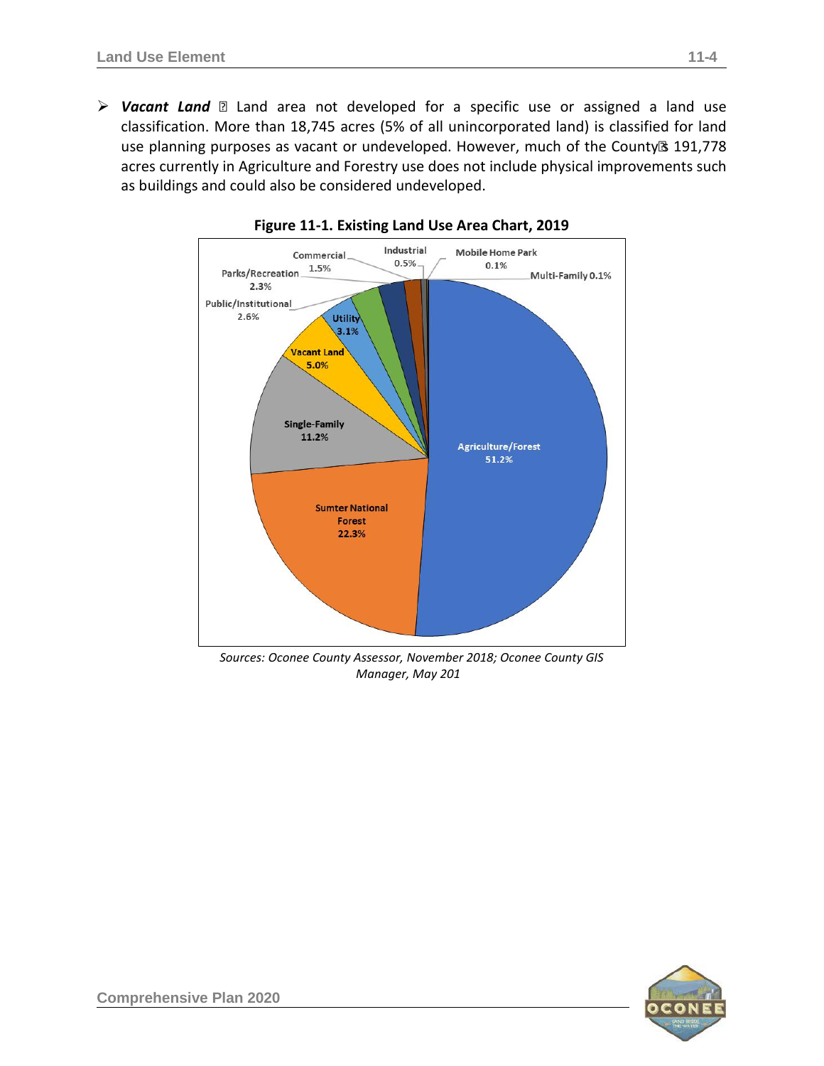- ***Vacant Land*** – Land area not developed for a specific use or assigned a land use classification. More than 18,745 acres (5% of all unincorporated land) is classified for land use planning purposes as vacant or undeveloped. However, much of the County's 191,778 acres currently in Agriculture and Forestry use does not include physical improvements such as buildings and could also be considered undeveloped.

**Figure 11-1. Existing Land Use Area Chart, 2019**

| Land Use | Percent |
|---|---|
| Agriculture/Forest | 51.2% |
| Sumter National Forest | 22.3% |
| Single-Family | 11.2% |
| Vacant Land | 5.0% |
| Utility | 3.1% |
| Public/Institutional | 2.6% |
| Parks/Recreation | 2.3% |
| Commercial | 1.5% |
| Industrial | 0.5% |
| Mobile Home Park | 0.1% |
| Multi-Family | 0.1% |

*Sources: Oconee County Assessor, November 2018; Oconee County GIS Manager, May 201*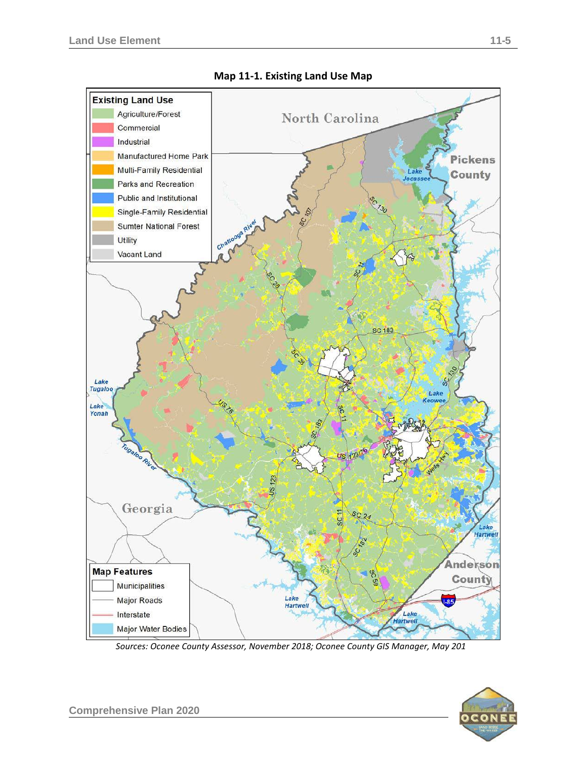**Map 11-1. Existing Land Use Map**

*Sources: Oconee County Assessor, November 2018; Oconee County GIS Manager, May 201*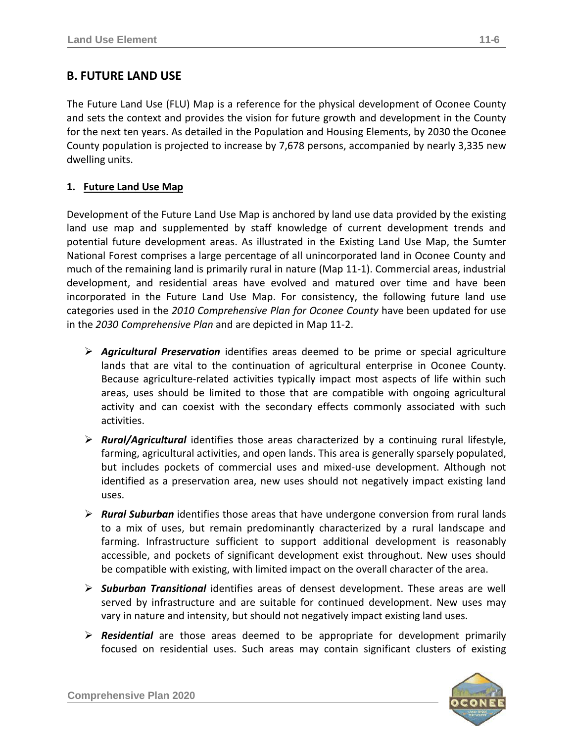## B. FUTURE LAND USE

The Future Land Use (FLU) Map is a reference for the physical development of Oconee County and sets the context and provides the vision for future growth and development in the County for the next ten years. As detailed in the Population and Housing Elements, by 2030 the Oconee County population is projected to increase by 7,678 persons, accompanied by nearly 3,335 new dwelling units.

### 1. Future Land Use Map

Development of the Future Land Use Map is anchored by land use data provided by the existing land use map and supplemented by staff knowledge of current development trends and potential future development areas. As illustrated in the Existing Land Use Map, the Sumter National Forest comprises a large percentage of all unincorporated land in Oconee County and much of the remaining land is primarily rural in nature (Map 11-1). Commercial areas, industrial development, and residential areas have evolved and matured over time and have been incorporated in the Future Land Use Map. For consistency, the following future land use categories used in the *2010 Comprehensive Plan for Oconee County* have been updated for use in the *2030 Comprehensive Plan* and are depicted in Map 11-2.

- ***Agricultural Preservation*** identifies areas deemed to be prime or special agriculture lands that are vital to the continuation of agricultural enterprise in Oconee County. Because agriculture-related activities typically impact most aspects of life within such areas, uses should be limited to those that are compatible with ongoing agricultural activity and can coexist with the secondary effects commonly associated with such activities.
- ***Rural/Agricultural*** identifies those areas characterized by a continuing rural lifestyle, farming, agricultural activities, and open lands. This area is generally sparsely populated, but includes pockets of commercial uses and mixed-use development. Although not identified as a preservation area, new uses should not negatively impact existing land uses.
- ***Rural Suburban*** identifies those areas that have undergone conversion from rural lands to a mix of uses, but remain predominantly characterized by a rural landscape and farming. Infrastructure sufficient to support additional development is reasonably accessible, and pockets of significant development exist throughout. New uses should be compatible with existing, with limited impact on the overall character of the area.
- ***Suburban Transitional*** identifies areas of densest development. These areas are well served by infrastructure and are suitable for continued development. New uses may vary in nature and intensity, but should not negatively impact existing land uses.
- ***Residential*** are those areas deemed to be appropriate for development primarily focused on residential uses. Such areas may contain significant clusters of existing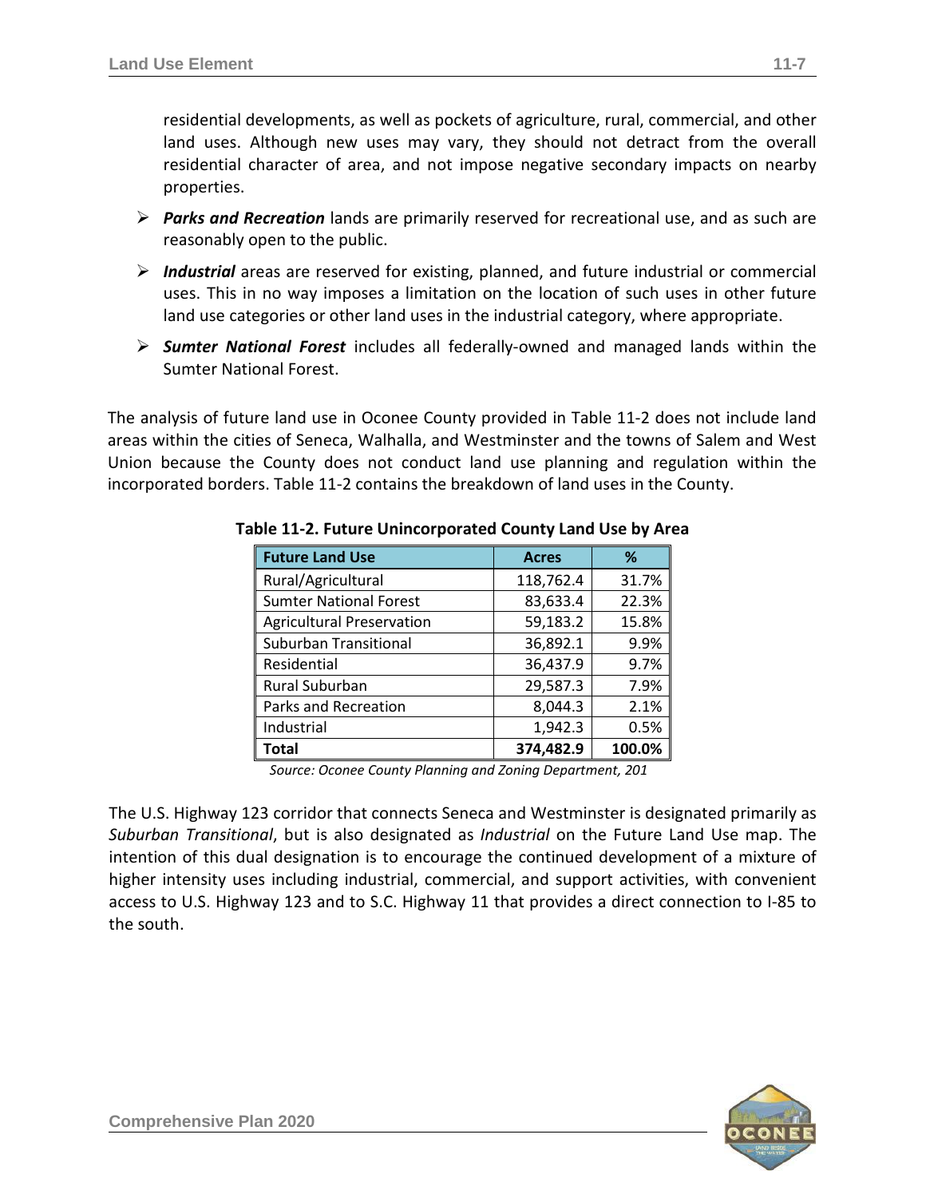residential developments, as well as pockets of agriculture, rural, commercial, and other land uses. Although new uses may vary, they should not detract from the overall residential character of area, and not impose negative secondary impacts on nearby properties.

- ***Parks and Recreation*** lands are primarily reserved for recreational use, and as such are reasonably open to the public.
- ***Industrial*** areas are reserved for existing, planned, and future industrial or commercial uses. This in no way imposes a limitation on the location of such uses in other future land use categories or other land uses in the industrial category, where appropriate.
- ***Sumter National Forest*** includes all federally-owned and managed lands within the Sumter National Forest.

The analysis of future land use in Oconee County provided in Table 11-2 does not include land areas within the cities of Seneca, Walhalla, and Westminster and the towns of Salem and West Union because the County does not conduct land use planning and regulation within the incorporated borders. Table 11-2 contains the breakdown of land uses in the County.

**Table 11-2. Future Unincorporated County Land Use by Area**

| Future Land Use | Acres | % |
|---|---|---|
| Rural/Agricultural | 118,762.4 | 31.7% |
| Sumter National Forest | 83,633.4 | 22.3% |
| Agricultural Preservation | 59,183.2 | 15.8% |
| Suburban Transitional | 36,892.1 | 9.9% |
| Residential | 36,437.9 | 9.7% |
| Rural Suburban | 29,587.3 | 7.9% |
| Parks and Recreation | 8,044.3 | 2.1% |
| Industrial | 1,942.3 | 0.5% |
| **Total** | **374,482.9** | **100.0%** |

*Source: Oconee County Planning and Zoning Department, 201*

The U.S. Highway 123 corridor that connects Seneca and Westminster is designated primarily as *Suburban Transitional*, but is also designated as *Industrial* on the Future Land Use map. The intention of this dual designation is to encourage the continued development of a mixture of higher intensity uses including industrial, commercial, and support activities, with convenient access to U.S. Highway 123 and to S.C. Highway 11 that provides a direct connection to I-85 to the south.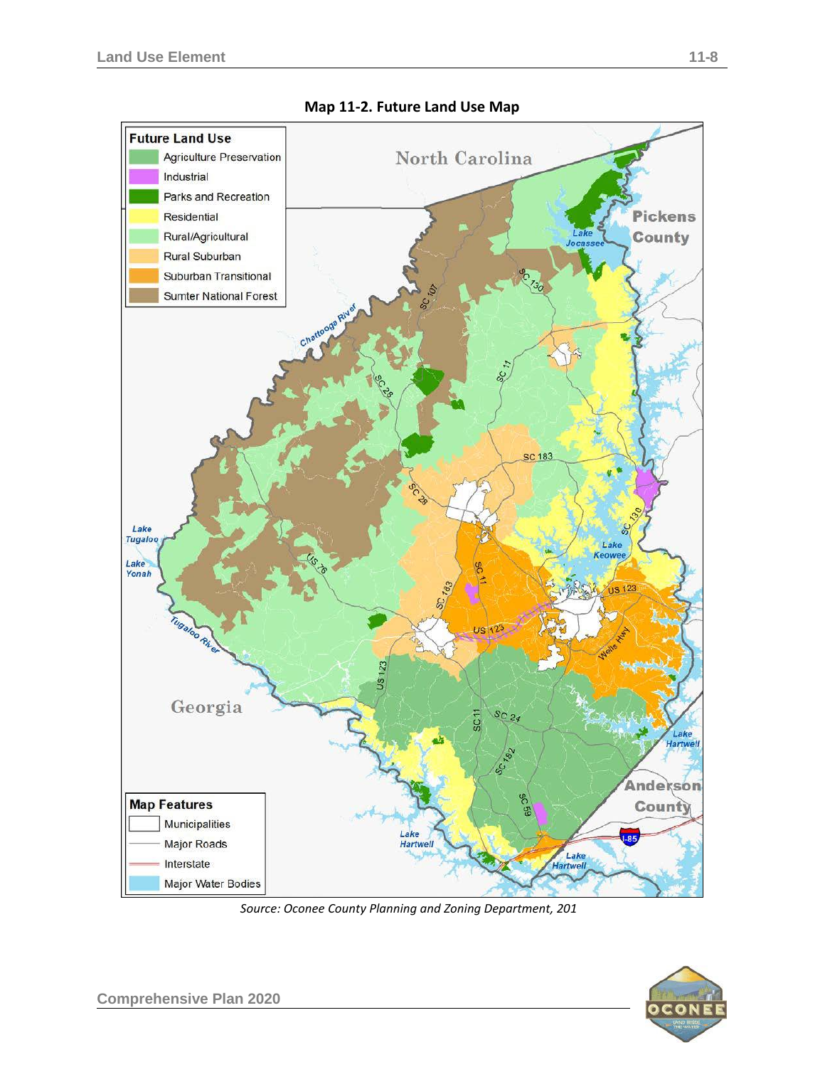**Map 11-2. Future Land Use Map**

*Source: Oconee County Planning and Zoning Department, 201*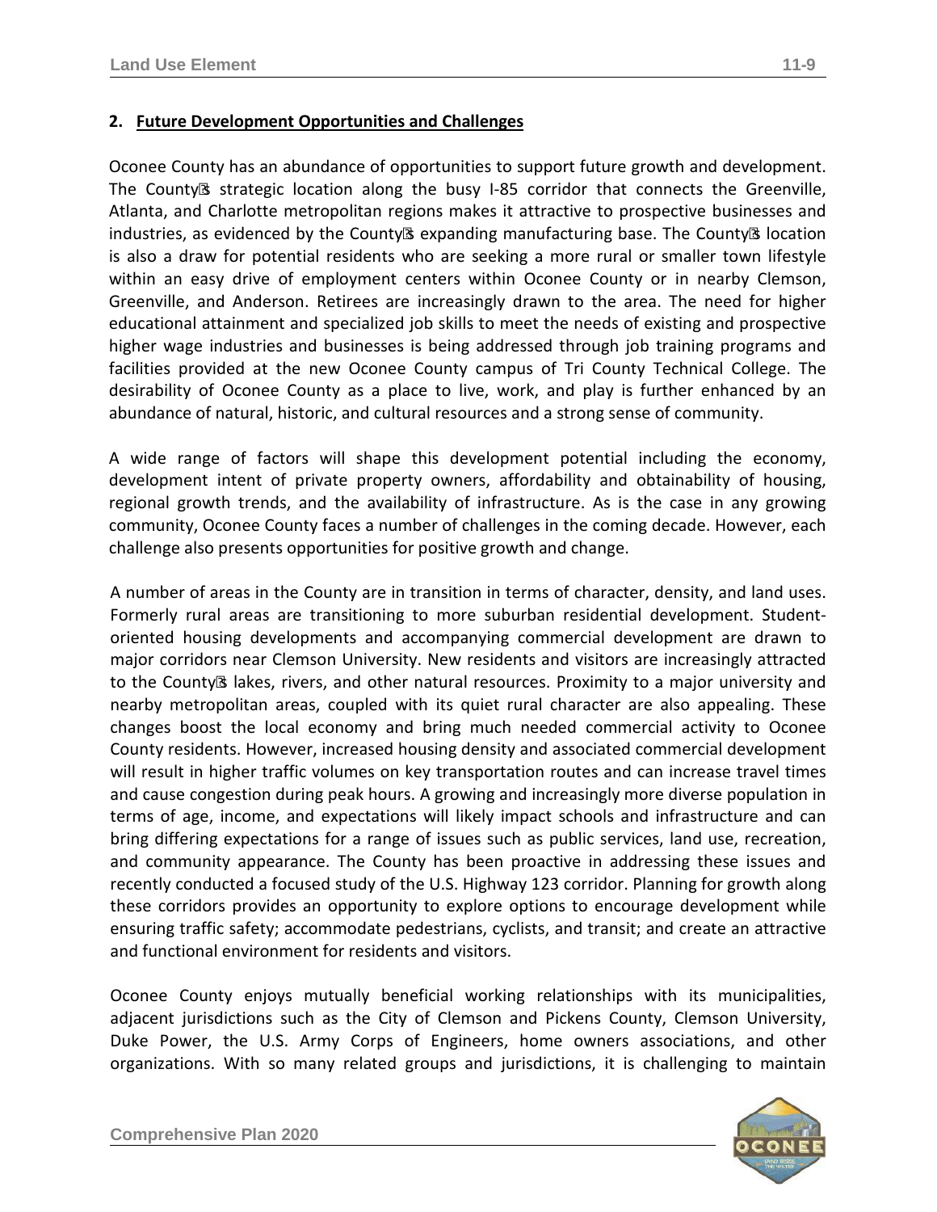## 2. Future Development Opportunities and Challenges

Oconee County has an abundance of opportunities to support future growth and development. The County's strategic location along the busy I-85 corridor that connects the Greenville, Atlanta, and Charlotte metropolitan regions makes it attractive to prospective businesses and industries, as evidenced by the County's expanding manufacturing base. The County's location is also a draw for potential residents who are seeking a more rural or smaller town lifestyle within an easy drive of employment centers within Oconee County or in nearby Clemson, Greenville, and Anderson. Retirees are increasingly drawn to the area. The need for higher educational attainment and specialized job skills to meet the needs of existing and prospective higher wage industries and businesses is being addressed through job training programs and facilities provided at the new Oconee County campus of Tri County Technical College. The desirability of Oconee County as a place to live, work, and play is further enhanced by an abundance of natural, historic, and cultural resources and a strong sense of community.

A wide range of factors will shape this development potential including the economy, development intent of private property owners, affordability and obtainability of housing, regional growth trends, and the availability of infrastructure. As is the case in any growing community, Oconee County faces a number of challenges in the coming decade. However, each challenge also presents opportunities for positive growth and change.

A number of areas in the County are in transition in terms of character, density, and land uses. Formerly rural areas are transitioning to more suburban residential development. Student-oriented housing developments and accompanying commercial development are drawn to major corridors near Clemson University. New residents and visitors are increasingly attracted to the County's lakes, rivers, and other natural resources. Proximity to a major university and nearby metropolitan areas, coupled with its quiet rural character are also appealing. These changes boost the local economy and bring much needed commercial activity to Oconee County residents. However, increased housing density and associated commercial development will result in higher traffic volumes on key transportation routes and can increase travel times and cause congestion during peak hours. A growing and increasingly more diverse population in terms of age, income, and expectations will likely impact schools and infrastructure and can bring differing expectations for a range of issues such as public services, land use, recreation, and community appearance. The County has been proactive in addressing these issues and recently conducted a focused study of the U.S. Highway 123 corridor. Planning for growth along these corridors provides an opportunity to explore options to encourage development while ensuring traffic safety; accommodate pedestrians, cyclists, and transit; and create an attractive and functional environment for residents and visitors.

Oconee County enjoys mutually beneficial working relationships with its municipalities, adjacent jurisdictions such as the City of Clemson and Pickens County, Clemson University, Duke Power, the U.S. Army Corps of Engineers, home owners associations, and other organizations. With so many related groups and jurisdictions, it is challenging to maintain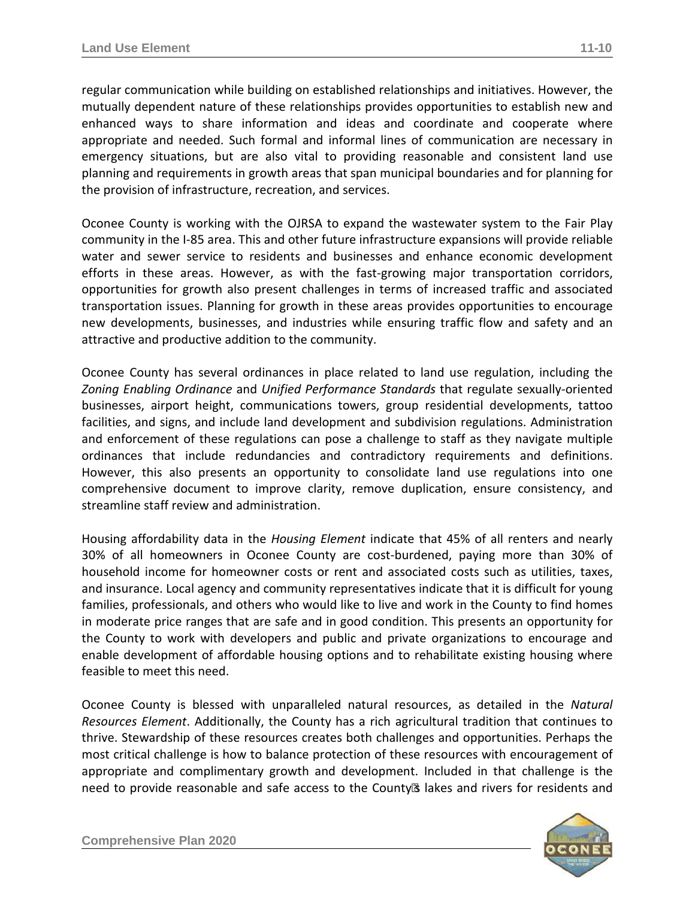regular communication while building on established relationships and initiatives. However, the mutually dependent nature of these relationships provides opportunities to establish new and enhanced ways to share information and ideas and coordinate and cooperate where appropriate and needed. Such formal and informal lines of communication are necessary in emergency situations, but are also vital to providing reasonable and consistent land use planning and requirements in growth areas that span municipal boundaries and for planning for the provision of infrastructure, recreation, and services.

Oconee County is working with the OJRSA to expand the wastewater system to the Fair Play community in the I-85 area. This and other future infrastructure expansions will provide reliable water and sewer service to residents and businesses and enhance economic development efforts in these areas. However, as with the fast-growing major transportation corridors, opportunities for growth also present challenges in terms of increased traffic and associated transportation issues. Planning for growth in these areas provides opportunities to encourage new developments, businesses, and industries while ensuring traffic flow and safety and an attractive and productive addition to the community.

Oconee County has several ordinances in place related to land use regulation, including the *Zoning Enabling Ordinance* and *Unified Performance Standards* that regulate sexually-oriented businesses, airport height, communications towers, group residential developments, tattoo facilities, and signs, and include land development and subdivision regulations. Administration and enforcement of these regulations can pose a challenge to staff as they navigate multiple ordinances that include redundancies and contradictory requirements and definitions. However, this also presents an opportunity to consolidate land use regulations into one comprehensive document to improve clarity, remove duplication, ensure consistency, and streamline staff review and administration.

Housing affordability data in the *Housing Element* indicate that 45% of all renters and nearly 30% of all homeowners in Oconee County are cost-burdened, paying more than 30% of household income for homeowner costs or rent and associated costs such as utilities, taxes, and insurance. Local agency and community representatives indicate that it is difficult for young families, professionals, and others who would like to live and work in the County to find homes in moderate price ranges that are safe and in good condition. This presents an opportunity for the County to work with developers and public and private organizations to encourage and enable development of affordable housing options and to rehabilitate existing housing where feasible to meet this need.

Oconee County is blessed with unparalleled natural resources, as detailed in the *Natural Resources Element*. Additionally, the County has a rich agricultural tradition that continues to thrive. Stewardship of these resources creates both challenges and opportunities. Perhaps the most critical challenge is how to balance protection of these resources with encouragement of appropriate and complimentary growth and development. Included in that challenge is the need to provide reasonable and safe access to the County's lakes and rivers for residents and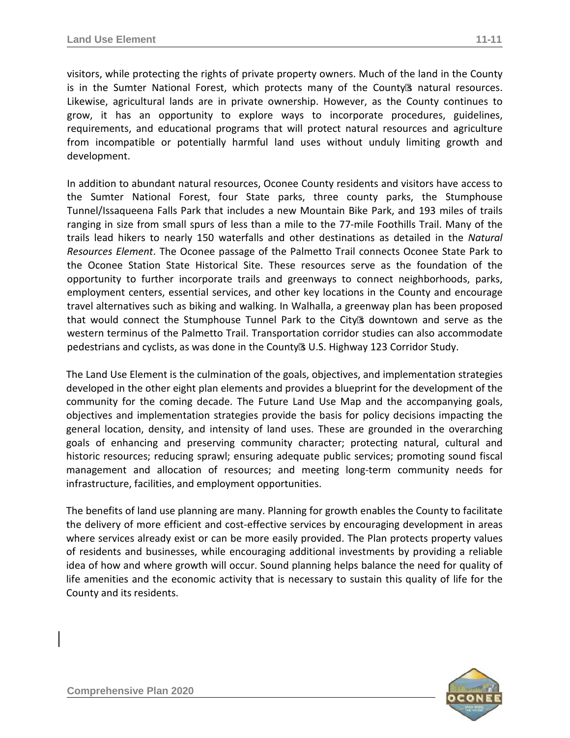visitors, while protecting the rights of private property owners. Much of the land in the County is in the Sumter National Forest, which protects many of the County's natural resources. Likewise, agricultural lands are in private ownership. However, as the County continues to grow, it has an opportunity to explore ways to incorporate procedures, guidelines, requirements, and educational programs that will protect natural resources and agriculture from incompatible or potentially harmful land uses without unduly limiting growth and development.

In addition to abundant natural resources, Oconee County residents and visitors have access to the Sumter National Forest, four State parks, three county parks, the Stumphouse Tunnel/Issaqueena Falls Park that includes a new Mountain Bike Park, and 193 miles of trails ranging in size from small spurs of less than a mile to the 77-mile Foothills Trail. Many of the trails lead hikers to nearly 150 waterfalls and other destinations as detailed in the *Natural Resources Element*. The Oconee passage of the Palmetto Trail connects Oconee State Park to the Oconee Station State Historical Site. These resources serve as the foundation of the opportunity to further incorporate trails and greenways to connect neighborhoods, parks, employment centers, essential services, and other key locations in the County and encourage travel alternatives such as biking and walking. In Walhalla, a greenway plan has been proposed that would connect the Stumphouse Tunnel Park to the City's downtown and serve as the western terminus of the Palmetto Trail. Transportation corridor studies can also accommodate pedestrians and cyclists, as was done in the County's U.S. Highway 123 Corridor Study.

The Land Use Element is the culmination of the goals, objectives, and implementation strategies developed in the other eight plan elements and provides a blueprint for the development of the community for the coming decade. The Future Land Use Map and the accompanying goals, objectives and implementation strategies provide the basis for policy decisions impacting the general location, density, and intensity of land uses. These are grounded in the overarching goals of enhancing and preserving community character; protecting natural, cultural and historic resources; reducing sprawl; ensuring adequate public services; promoting sound fiscal management and allocation of resources; and meeting long-term community needs for infrastructure, facilities, and employment opportunities.

The benefits of land use planning are many. Planning for growth enables the County to facilitate the delivery of more efficient and cost-effective services by encouraging development in areas where services already exist or can be more easily provided. The Plan protects property values of residents and businesses, while encouraging additional investments by providing a reliable idea of how and where growth will occur. Sound planning helps balance the need for quality of life amenities and the economic activity that is necessary to sustain this quality of life for the County and its residents.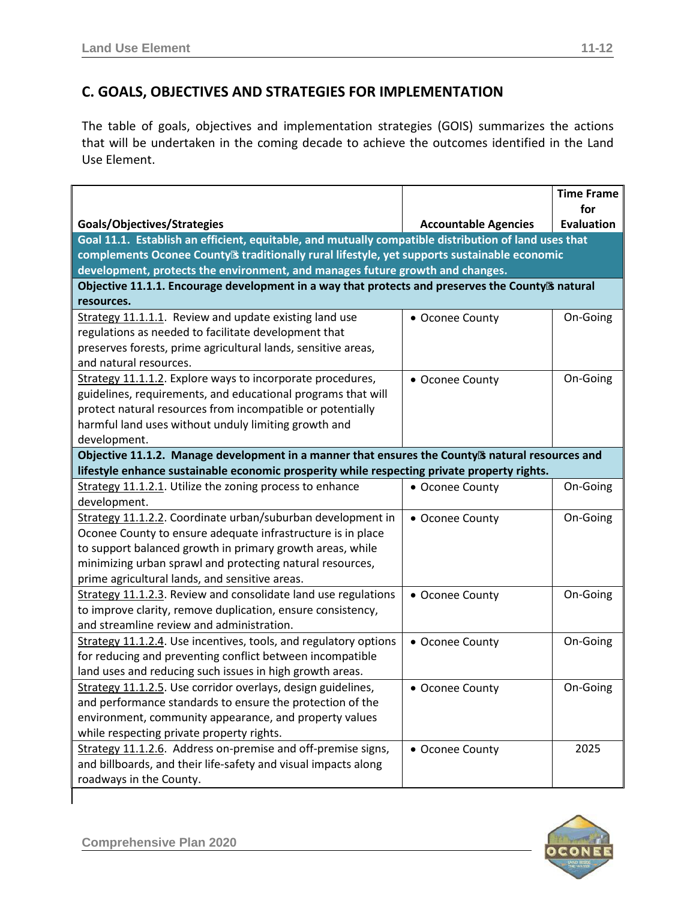## C. GOALS, OBJECTIVES AND STRATEGIES FOR IMPLEMENTATION

The table of goals, objectives and implementation strategies (GOIS) summarizes the actions that will be undertaken in the coming decade to achieve the outcomes identified in the Land Use Element.

| Goals/Objectives/Strategies | Accountable Agencies | Time Frame for Evaluation |
|---|---|---|
| **Goal 11.1. Establish an efficient, equitable, and mutually compatible distribution of land uses that complements Oconee County's traditionally rural lifestyle, yet supports sustainable economic development, protects the environment, and manages future growth and changes.** | | |
| **Objective 11.1.1. Encourage development in a way that protects and preserves the County's natural resources.** | | |
| Strategy 11.1.1.1. Review and update existing land use regulations as needed to facilitate development that preserves forests, prime agricultural lands, sensitive areas, and natural resources. | • Oconee County | On-Going |
| Strategy 11.1.1.2. Explore ways to incorporate procedures, guidelines, requirements, and educational programs that will protect natural resources from incompatible or potentially harmful land uses without unduly limiting growth and development. | • Oconee County | On-Going |
| **Objective 11.1.2. Manage development in a manner that ensures the County's natural resources and lifestyle enhance sustainable economic prosperity while respecting private property rights.** | | |
| Strategy 11.1.2.1. Utilize the zoning process to enhance development. | • Oconee County | On-Going |
| Strategy 11.1.2.2. Coordinate urban/suburban development in Oconee County to ensure adequate infrastructure is in place to support balanced growth in primary growth areas, while minimizing urban sprawl and protecting natural resources, prime agricultural lands, and sensitive areas. | • Oconee County | On-Going |
| Strategy 11.1.2.3. Review and consolidate land use regulations to improve clarity, remove duplication, ensure consistency, and streamline review and administration. | • Oconee County | On-Going |
| Strategy 11.1.2.4. Use incentives, tools, and regulatory options for reducing and preventing conflict between incompatible land uses and reducing such issues in high growth areas. | • Oconee County | On-Going |
| Strategy 11.1.2.5. Use corridor overlays, design guidelines, and performance standards to ensure the protection of the environment, community appearance, and property values while respecting private property rights. | • Oconee County | On-Going |
| Strategy 11.1.2.6. Address on-premise and off-premise signs, and billboards, and their life-safety and visual impacts along roadways in the County. | • Oconee County | 2025 |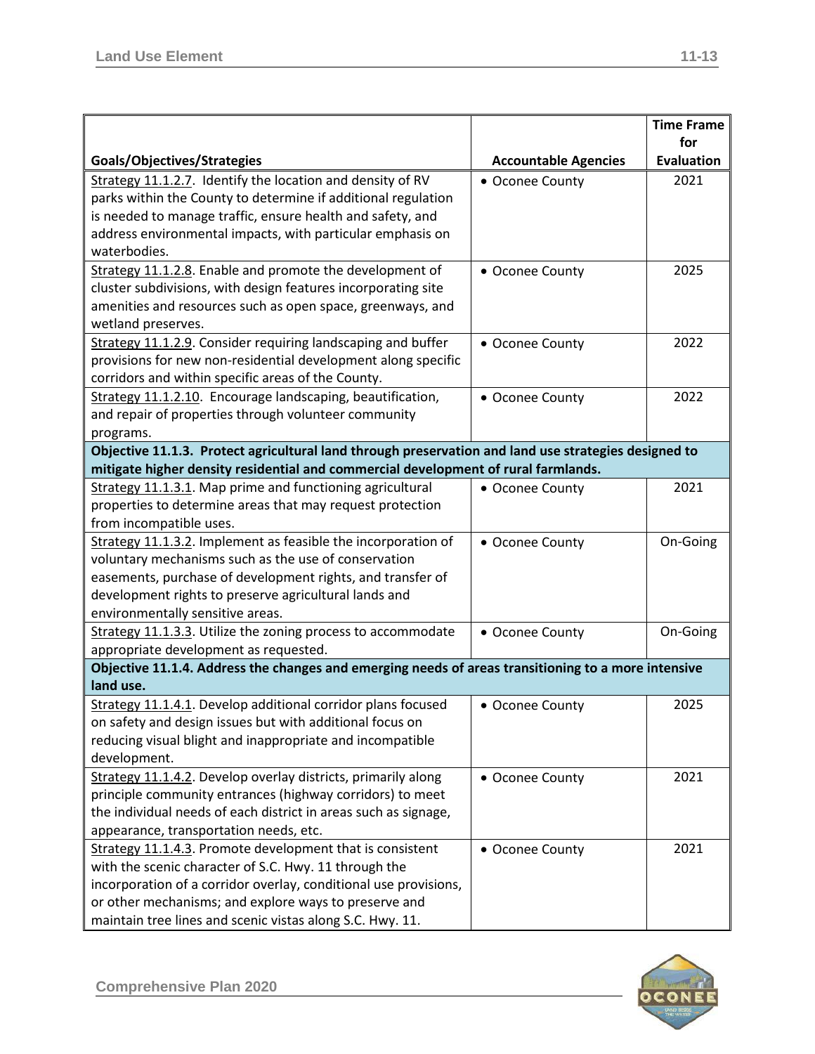| Goals/Objectives/Strategies | Accountable Agencies | Time Frame for Evaluation |
|---|---|---|
| Strategy 11.1.2.7. Identify the location and density of RV parks within the County to determine if additional regulation is needed to manage traffic, ensure health and safety, and address environmental impacts, with particular emphasis on waterbodies. | • Oconee County | 2021 |
| Strategy 11.1.2.8. Enable and promote the development of cluster subdivisions, with design features incorporating site amenities and resources such as open space, greenways, and wetland preserves. | • Oconee County | 2025 |
| Strategy 11.1.2.9. Consider requiring landscaping and buffer provisions for new non-residential development along specific corridors and within specific areas of the County. | • Oconee County | 2022 |
| Strategy 11.1.2.10. Encourage landscaping, beautification, and repair of properties through volunteer community programs. | • Oconee County | 2022 |
| **Objective 11.1.3. Protect agricultural land through preservation and land use strategies designed to mitigate higher density residential and commercial development of rural farmlands.** | | |
| Strategy 11.1.3.1. Map prime and functioning agricultural properties to determine areas that may request protection from incompatible uses. | • Oconee County | 2021 |
| Strategy 11.1.3.2. Implement as feasible the incorporation of voluntary mechanisms such as the use of conservation easements, purchase of development rights, and transfer of development rights to preserve agricultural lands and environmentally sensitive areas. | • Oconee County | On-Going |
| Strategy 11.1.3.3. Utilize the zoning process to accommodate appropriate development as requested. | • Oconee County | On-Going |
| **Objective 11.1.4. Address the changes and emerging needs of areas transitioning to a more intensive land use.** | | |
| Strategy 11.1.4.1. Develop additional corridor plans focused on safety and design issues but with additional focus on reducing visual blight and inappropriate and incompatible development. | • Oconee County | 2025 |
| Strategy 11.1.4.2. Develop overlay districts, primarily along principle community entrances (highway corridors) to meet the individual needs of each district in areas such as signage, appearance, transportation needs, etc. | • Oconee County | 2021 |
| Strategy 11.1.4.3. Promote development that is consistent with the scenic character of S.C. Hwy. 11 through the incorporation of a corridor overlay, conditional use provisions, or other mechanisms; and explore ways to preserve and maintain tree lines and scenic vistas along S.C. Hwy. 11. | • Oconee County | 2021 |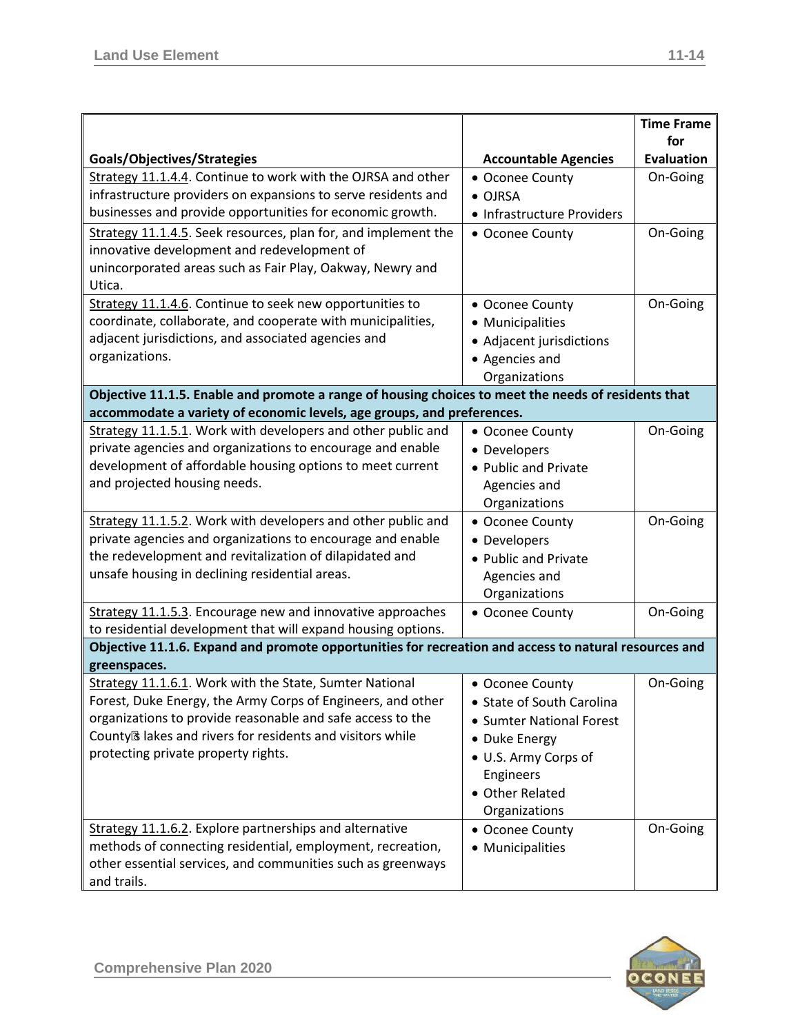| Goals/Objectives/Strategies | Accountable Agencies | Time Frame for Evaluation |
|---|---|---|
| Strategy 11.1.4.4. Continue to work with the OJRSA and other infrastructure providers on expansions to serve residents and businesses and provide opportunities for economic growth. | • Oconee County<br>• OJRSA<br>• Infrastructure Providers | On-Going |
| Strategy 11.1.4.5. Seek resources, plan for, and implement the innovative development and redevelopment of unincorporated areas such as Fair Play, Oakway, Newry and Utica. | • Oconee County | On-Going |
| Strategy 11.1.4.6. Continue to seek new opportunities to coordinate, collaborate, and cooperate with municipalities, adjacent jurisdictions, and associated agencies and organizations. | • Oconee County<br>• Municipalities<br>• Adjacent jurisdictions<br>• Agencies and Organizations | On-Going |
| **Objective 11.1.5. Enable and promote a range of housing choices to meet the needs of residents that accommodate a variety of economic levels, age groups, and preferences.** | | |
| Strategy 11.1.5.1. Work with developers and other public and private agencies and organizations to encourage and enable development of affordable housing options to meet current and projected housing needs. | • Oconee County<br>• Developers<br>• Public and Private Agencies and Organizations | On-Going |
| Strategy 11.1.5.2. Work with developers and other public and private agencies and organizations to encourage and enable the redevelopment and revitalization of dilapidated and unsafe housing in declining residential areas. | • Oconee County<br>• Developers<br>• Public and Private Agencies and Organizations | On-Going |
| Strategy 11.1.5.3. Encourage new and innovative approaches to residential development that will expand housing options. | • Oconee County | On-Going |
| **Objective 11.1.6. Expand and promote opportunities for recreation and access to natural resources and greenspaces.** | | |
| Strategy 11.1.6.1. Work with the State, Sumter National Forest, Duke Energy, the Army Corps of Engineers, and other organizations to provide reasonable and safe access to the County's lakes and rivers for residents and visitors while protecting private property rights. | • Oconee County<br>• State of South Carolina<br>• Sumter National Forest<br>• Duke Energy<br>• U.S. Army Corps of Engineers<br>• Other Related Organizations | On-Going |
| Strategy 11.1.6.2. Explore partnerships and alternative methods of connecting residential, employment, recreation, other essential services, and communities such as greenways and trails. | • Oconee County<br>• Municipalities | On-Going |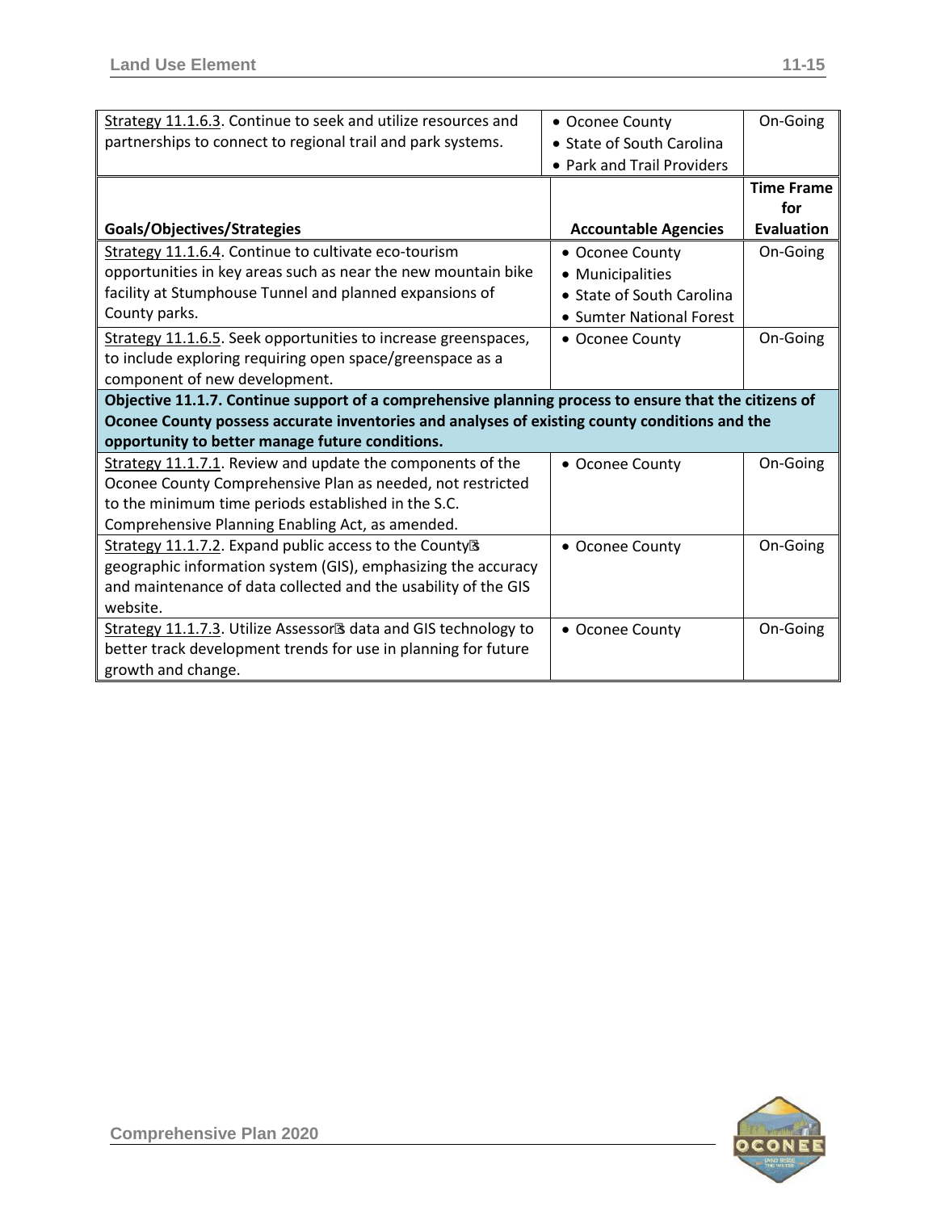| | | |
|---|---|---|
| Strategy 11.1.6.3. Continue to seek and utilize resources and partnerships to connect to regional trail and park systems. | • Oconee County<br>• State of South Carolina<br>• Park and Trail Providers | On-Going |
| **Goals/Objectives/Strategies** | **Accountable Agencies** | **Time Frame for Evaluation** |
| Strategy 11.1.6.4. Continue to cultivate eco-tourism opportunities in key areas such as near the new mountain bike facility at Stumphouse Tunnel and planned expansions of County parks. | • Oconee County<br>• Municipalities<br>• State of South Carolina<br>• Sumter National Forest | On-Going |
| Strategy 11.1.6.5. Seek opportunities to increase greenspaces, to include exploring requiring open space/greenspace as a component of new development. | • Oconee County | On-Going |
| **Objective 11.1.7. Continue support of a comprehensive planning process to ensure that the citizens of Oconee County possess accurate inventories and analyses of existing county conditions and the opportunity to better manage future conditions.** | | |
| Strategy 11.1.7.1. Review and update the components of the Oconee County Comprehensive Plan as needed, not restricted to the minimum time periods established in the S.C. Comprehensive Planning Enabling Act, as amended. | • Oconee County | On-Going |
| Strategy 11.1.7.2. Expand public access to the County's geographic information system (GIS), emphasizing the accuracy and maintenance of data collected and the usability of the GIS website. | • Oconee County | On-Going |
| Strategy 11.1.7.3. Utilize Assessor's data and GIS technology to better track development trends for use in planning for future growth and change. | • Oconee County | On-Going |